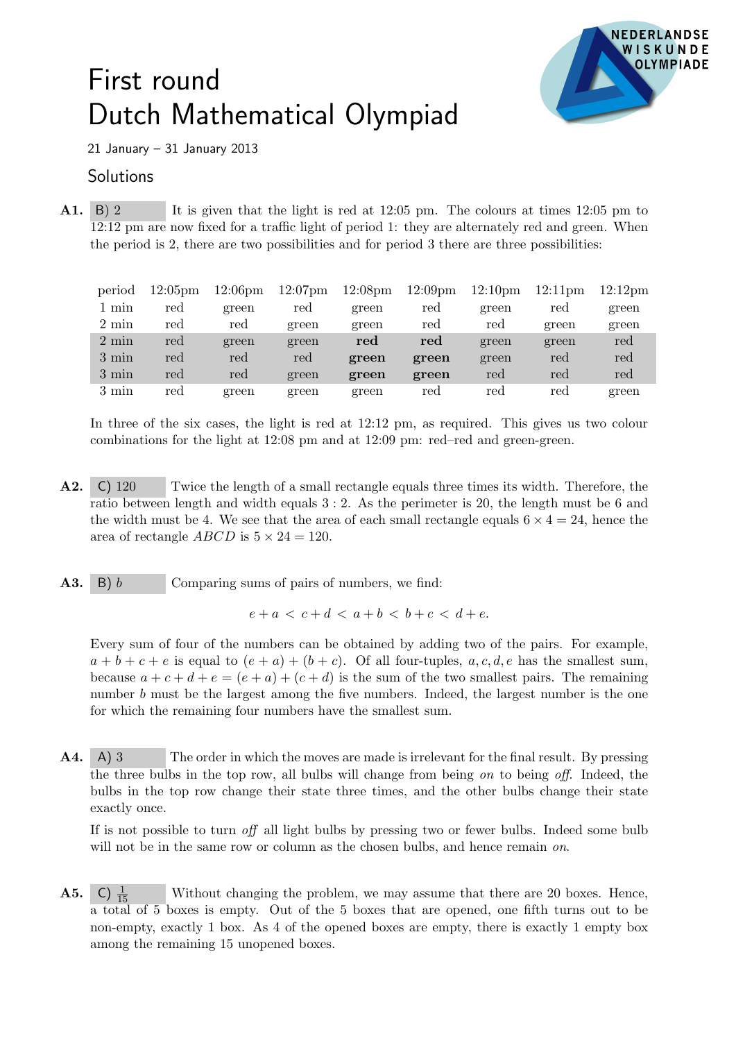# First round
# Dutch Mathematical Olympiad

21 January – 31 January 2013

## Solutions

**A1.** B) 2 It is given that the light is red at 12:05 pm. The colours at times 12:05 pm to 12:12 pm are now fixed for a traffic light of period 1: they are alternately red and green. When the period is 2, there are two possibilities and for period 3 there are three possibilities:

| period | 12:05pm | 12:06pm | 12:07pm | 12:08pm | 12:09pm | 12:10pm | 12:11pm | 12:12pm |
|---|---|---|---|---|---|---|---|---|
| 1 min | red | green | red | green | red | green | red | green |
| 2 min | red | red | green | green | red | red | green | green |
| 2 min | red | green | green | **red** | **red** | green | green | red |
| 3 min | red | red | red | **green** | **green** | green | red | red |
| 3 min | red | red | green | **green** | **green** | red | red | red |
| 3 min | red | green | green | green | red | red | red | green |

In three of the six cases, the light is red at 12:12 pm, as required. This gives us two colour combinations for the light at 12:08 pm and at 12:09 pm: red–red and green-green.

**A2.** C) 120 Twice the length of a small rectangle equals three times its width. Therefore, the ratio between length and width equals $3 : 2$. As the perimeter is 20, the length must be 6 and the width must be 4. We see that the area of each small rectangle equals $6 \times 4 = 24$, hence the area of rectangle $ABCD$ is $5 \times 24 = 120$.

**A3.** B) $b$ Comparing sums of pairs of numbers, we find:

$$e + a < c + d < a + b < b + c < d + e.$$

Every sum of four of the numbers can be obtained by adding two of the pairs. For example, $a + b + c + e$ is equal to $(e + a) + (b + c)$. Of all four-tuples, $a, c, d, e$ has the smallest sum, because $a + c + d + e = (e + a) + (c + d)$ is the sum of the two smallest pairs. The remaining number $b$ must be the largest among the five numbers. Indeed, the largest number is the one for which the remaining four numbers have the smallest sum.

**A4.** A) 3 The order in which the moves are made is irrelevant for the final result. By pressing the three bulbs in the top row, all bulbs will change from being *on* to being *off*. Indeed, the bulbs in the top row change their state three times, and the other bulbs change their state exactly once.

If is not possible to turn *off* all light bulbs by pressing two or fewer bulbs. Indeed some bulb will not be in the same row or column as the chosen bulbs, and hence remain *on*.

**A5.** C) $\frac{1}{15}$ Without changing the problem, we may assume that there are 20 boxes. Hence, a total of 5 boxes is empty. Out of the 5 boxes that are opened, one fifth turns out to be non-empty, exactly 1 box. As 4 of the opened boxes are empty, there is exactly 1 empty box among the remaining 15 unopened boxes.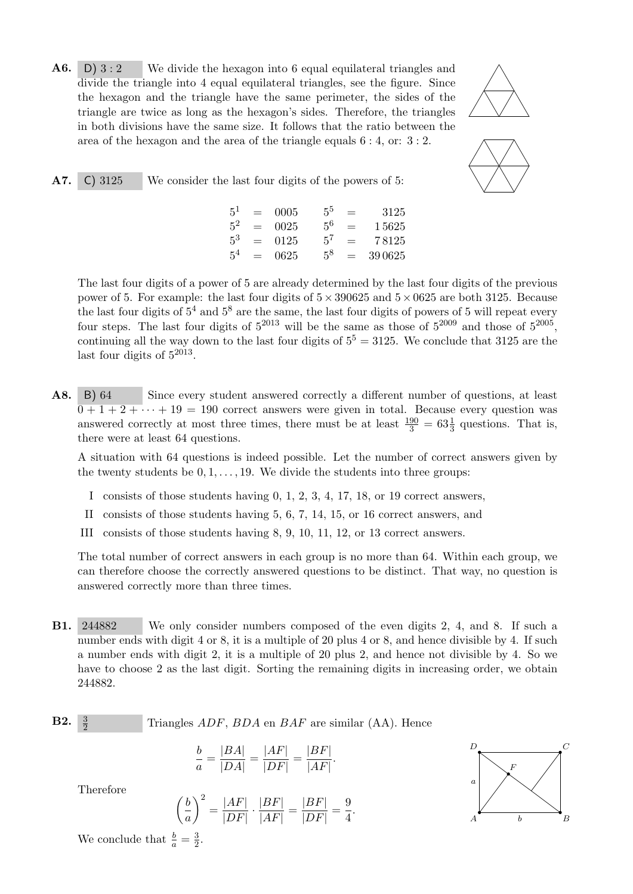**A6.** D) $3:2$ We divide the hexagon into 6 equal equilateral triangles and divide the triangle into 4 equal equilateral triangles, see the figure. Since the hexagon and the triangle have the same perimeter, the sides of the triangle are twice as long as the hexagon's sides. Therefore, the triangles in both divisions have the same size. It follows that the ratio between the area of the hexagon and the area of the triangle equals $6:4$, or: $3:2$.

**A7.** C) 3125 We consider the last four digits of the powers of 5:

$$
\begin{array}{rclrcl}
5^1 & = & 0005 & 5^5 & = & 3125 \\
5^2 & = & 0025 & 5^6 & = & 15625 \\
5^3 & = & 0125 & 5^7 & = & 78125 \\
5^4 & = & 0625 & 5^8 & = & 390625
\end{array}
$$

The last four digits of a power of 5 are already determined by the last four digits of the previous power of 5. For example: the last four digits of $5 \times 390625$ and $5 \times 0625$ are both 3125. Because the last four digits of $5^4$ and $5^8$ are the same, the last four digits of powers of 5 will repeat every four steps. The last four digits of $5^{2013}$ will be the same as those of $5^{2009}$ and those of $5^{2005}$, continuing all the way down to the last four digits of $5^5 = 3125$. We conclude that 3125 are the last four digits of $5^{2013}$.

**A8.** B) 64 Since every student answered correctly a different number of questions, at least $0 + 1 + 2 + \cdots + 19 = 190$ correct answers were given in total. Because every question was answered correctly at most three times, there must be at least $\frac{190}{3} = 63\frac{1}{3}$ questions. That is, there were at least 64 questions.

A situation with 64 questions is indeed possible. Let the number of correct answers given by the twenty students be $0, 1, \ldots, 19$. We divide the students into three groups:

- I consists of those students having 0, 1, 2, 3, 4, 17, 18, or 19 correct answers,
- II consists of those students having 5, 6, 7, 14, 15, or 16 correct answers, and
- III consists of those students having 8, 9, 10, 11, 12, or 13 correct answers.

The total number of correct answers in each group is no more than 64. Within each group, we can therefore choose the correctly answered questions to be distinct. That way, no question is answered correctly more than three times.

**B1.** 244882 We only consider numbers composed of the even digits 2, 4, and 8. If such a number ends with digit 4 or 8, it is a multiple of 20 plus 4 or 8, and hence divisible by 4. If such a number ends with digit 2, it is a multiple of 20 plus 2, and hence not divisible by 4. So we have to choose 2 as the last digit. Sorting the remaining digits in increasing order, we obtain 244882.

**B2.** $\frac{3}{2}$ Triangles $ADF$, $BDA$ en $BAF$ are similar (AA). Hence

$$\frac{b}{a} = \frac{|BA|}{|DA|} = \frac{|AF|}{|DF|} = \frac{|BF|}{|AF|}.$$

Therefore

$$\left(\frac{b}{a}\right)^2 = \frac{|AF|}{|DF|} \cdot \frac{|BF|}{|AF|} = \frac{|BF|}{|DF|} = \frac{9}{4}.$$

We conclude that $\frac{b}{a} = \frac{3}{2}$.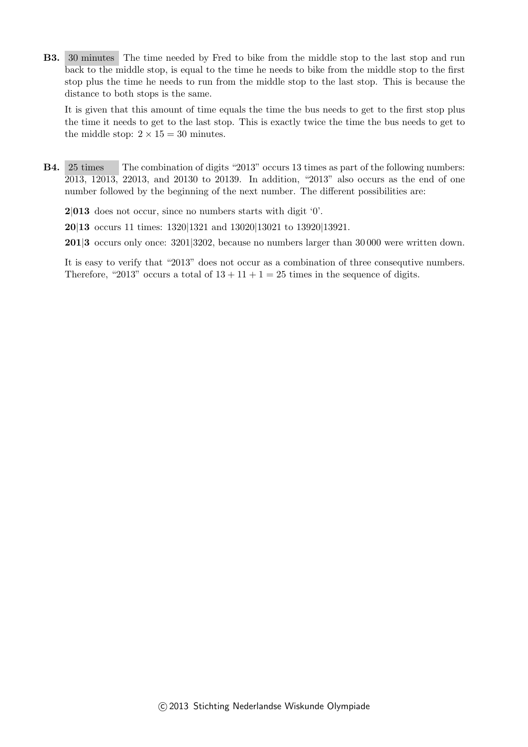**B3.** 30 minutes The time needed by Fred to bike from the middle stop to the last stop and run back to the middle stop, is equal to the time he needs to bike from the middle stop to the first stop plus the time he needs to run from the middle stop to the last stop. This is because the distance to both stops is the same.

It is given that this amount of time equals the time the bus needs to get to the first stop plus the time it needs to get to the last stop. This is exactly twice the time the bus needs to get to the middle stop: $2 \times 15 = 30$ minutes.

**B4.** 25 times The combination of digits "2013" occurs 13 times as part of the following numbers: 2013, 12013, 22013, and 20130 to 20139. In addition, "2013" also occurs as the end of one number followed by the beginning of the next number. The different possibilities are:

**2|013** does not occur, since no numbers starts with digit '0'.

**20|13** occurs 11 times: 1320|1321 and 13020|13021 to 13920|13921.

**201|3** occurs only once: 3201|3202, because no numbers larger than 30 000 were written down.

It is easy to verify that "2013" does not occur as a combination of three consequtive numbers. Therefore, "2013" occurs a total of $13 + 11 + 1 = 25$ times in the sequence of digits.

© 2013 Stichting Nederlandse Wiskunde Olympiade